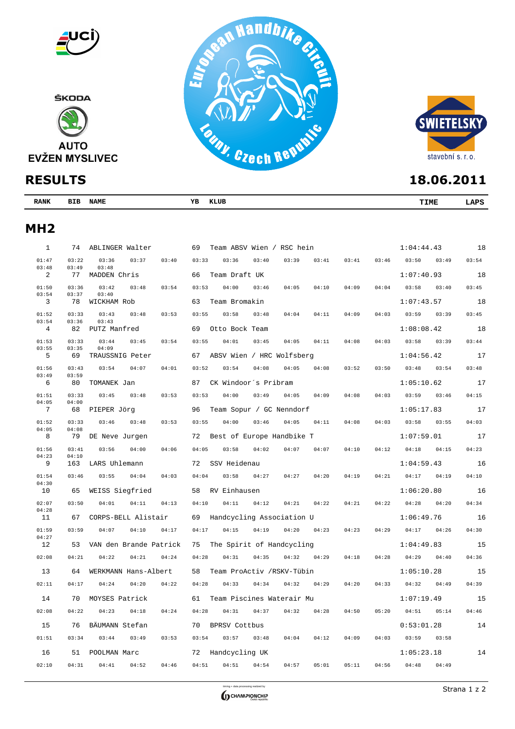ŠKODA

AUTO
EVŽEN MYSLIVEC

European Handbike Circuit
Louny, Czech Republic

SWIETELSKY
stavební s. r. o.

# RESULTS

**18.06.2011**

## MH2

| RANK | BIB | NAME | YB | KLUB | TIME | LAPS |
|---|---|---|---|---|---|---|
| 1 | 74 | ABLINGER Walter | 69 | Team ABSV Wien / RSC hein | 1:04:44.43 | 18 |
| | | 01:47 03:22 03:36 03:37 03:40 03:33 03:36 03:40 03:39 03:41 03:41 03:46 03:50 03:49 03:54 03:48 03:49 03:48 | | | | |
| 2 | 77 | MADDEN Chris | 66 | Team Draft UK | 1:07:40.93 | 18 |
| | | 01:50 03:36 03:42 03:48 03:54 03:53 04:00 03:46 04:05 04:10 04:09 04:04 03:58 03:40 03:45 03:54 03:37 03:40 | | | | |
| 3 | 78 | WICKHAM Rob | 63 | Team Bromakin | 1:07:43.57 | 18 |
| | | 01:52 03:33 03:43 03:48 03:53 03:55 03:58 03:48 04:04 04:11 04:09 04:03 03:59 03:39 03:45 03:54 03:36 03:43 | | | | |
| 4 | 82 | PUTZ Manfred | 69 | Otto Bock Team | 1:08:08.42 | 18 |
| | | 01:53 03:33 03:44 03:45 03:54 03:55 04:01 03:45 04:05 04:11 04:08 04:03 03:58 03:39 03:44 03:55 03:35 04:09 | | | | |
| 5 | 69 | TRAUSSNIG Peter | 67 | ABSV Wien / HRC Wolfsberg | 1:04:56.42 | 17 |
| | | 01:56 03:43 03:54 04:07 04:01 03:52 03:54 04:08 04:05 04:08 03:52 03:50 03:48 03:54 03:48 03:49 03:59 | | | | |
| 6 | 80 | TOMANEK Jan | 87 | CK Windoor´s Pribram | 1:05:10.62 | 17 |
| | | 01:51 03:33 03:45 03:48 03:53 03:53 04:00 03:49 04:05 04:09 04:08 04:03 03:59 03:46 04:15 04:05 04:00 | | | | |
| 7 | 68 | PIEPER Jörg | 96 | Team Sopur / GC Nenndorf | 1:05:17.83 | 17 |
| | | 01:52 03:33 03:46 03:48 03:53 03:55 04:00 03:46 04:05 04:11 04:08 04:03 03:58 03:55 04:03 04:05 04:08 | | | | |
| 8 | 79 | DE Neve Jurgen | 72 | Best of Europe Handbike T | 1:07:59.01 | 17 |
| | | 01:56 03:41 03:56 04:00 04:06 04:05 03:58 04:02 04:07 04:07 04:10 04:12 04:18 04:15 04:23 04:23 04:10 | | | | |
| 9 | 163 | LARS Uhlemann | 72 | SSV Heidenau | 1:04:59.43 | 16 |
| | | 01:54 03:46 03:55 04:04 04:03 04:04 03:58 04:27 04:27 04:20 04:19 04:21 04:17 04:19 04:10 04:30 | | | | |
| 10 | 65 | WEISS Siegfried | 58 | RV Einhausen | 1:06:20.80 | 16 |
| | | 02:07 03:50 04:01 04:11 04:13 04:10 04:11 04:12 04:21 04:22 04:21 04:22 04:28 04:20 04:34 04:28 | | | | |
| 11 | 67 | CORPS-BELL Alistair | 69 | Handcycling Association U | 1:06:49.76 | 16 |
| | | 01:59 03:59 04:07 04:10 04:17 04:17 04:15 04:19 04:20 04:23 04:23 04:29 04:17 04:26 04:30 04:27 | | | | |
| 12 | 53 | VAN den Brande Patrick | 75 | The Spirit of Handcycling | 1:04:49.83 | 15 |
| | | 02:08 04:21 04:22 04:21 04:24 04:28 04:31 04:35 04:32 04:29 04:18 04:28 04:29 04:40 04:36 | | | | |
| 13 | 64 | WERKMANN Hans-Albert | 58 | Team ProActiv /RSKV-Tübin | 1:05:10.28 | 15 |
| | | 02:11 04:17 04:24 04:20 04:22 04:28 04:33 04:34 04:32 04:29 04:20 04:33 04:32 04:49 04:39 | | | | |
| 14 | 70 | MOYSES Patrick | 61 | Team Piscines Waterair Mu | 1:07:19.49 | 15 |
| | | 02:08 04:22 04:23 04:18 04:24 04:28 04:31 04:37 04:32 04:28 04:50 05:20 04:51 05:14 04:46 | | | | |
| 15 | 76 | BÄUMANN Stefan | 70 | BPRSV Cottbus | 0:53:01.28 | 14 |
| | | 01:51 03:34 03:44 03:49 03:53 03:54 03:57 03:48 04:04 04:12 04:09 04:03 03:59 03:58 | | | | |
| 16 | 51 | POOLMAN Marc | 72 | Handcycling UK | 1:05:23.18 | 14 |
| | | 02:10 04:31 04:41 04:52 04:46 04:51 04:51 04:54 04:57 05:01 05:11 04:56 04:48 04:49 | | | | |

timing + data processing realized by CHAMPIONCHIP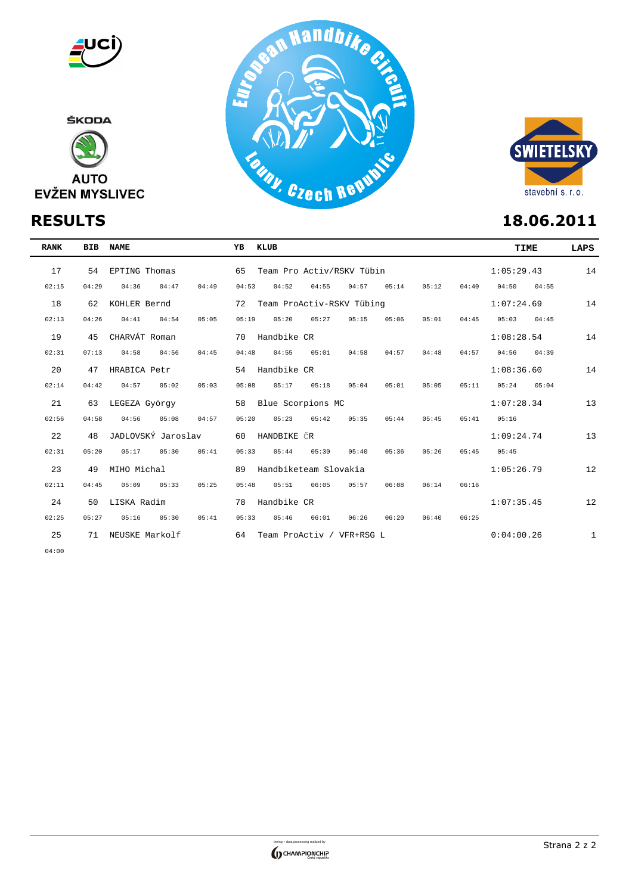ŠKODA

AUTO
EVŽEN MYSLIVEC

European Handbike Circuit

Louny, Czech Republic

SWIETELSKY
stavební s. r. o.

# RESULTS

**18.06.2011**

| RANK | BIB | NAME | YB | KLUB | TIME | LAPS |
|---|---|---|---|---|---|---|
| 17 | 54 | EPTING Thomas | 65 | Team Pro Activ/RSKV Tübin | 1:05:29.43 | 14 |
| 02:15 04:29 04:36 04:47 04:49 04:53 04:52 04:55 04:57 05:14 05:12 04:40 04:50 04:55 | | | | | | |
| 18 | 62 | KOHLER Bernd | 72 | Team ProActiv-RSKV Tübing | 1:07:24.69 | 14 |
| 02:13 04:26 04:41 04:54 05:05 05:19 05:20 05:27 05:15 05:06 05:01 04:45 05:03 04:45 | | | | | | |
| 19 | 45 | CHARVÁT Roman | 70 | Handbike CR | 1:08:28.54 | 14 |
| 02:31 07:13 04:58 04:56 04:45 04:48 04:55 05:01 04:58 04:57 04:48 04:57 04:56 04:39 | | | | | | |
| 20 | 47 | HRABICA Petr | 54 | Handbike CR | 1:08:36.60 | 14 |
| 02:14 04:42 04:57 05:02 05:03 05:08 05:17 05:18 05:04 05:01 05:05 05:11 05:24 05:04 | | | | | | |
| 21 | 63 | LEGEZA György | 58 | Blue Scorpions MC | 1:07:28.34 | 13 |
| 02:56 04:58 04:56 05:08 04:57 05:20 05:23 05:42 05:35 05:44 05:45 05:41 05:16 | | | | | | |
| 22 | 48 | JADLOVSKÝ Jaroslav | 60 | HANDBIKE ČR | 1:09:24.74 | 13 |
| 02:31 05:20 05:17 05:30 05:41 05:33 05:44 05:30 05:40 05:36 05:26 05:45 05:45 | | | | | | |
| 23 | 49 | MIHO Michal | 89 | Handbiketeam Slovakia | 1:05:26.79 | 12 |
| 02:11 04:45 05:09 05:33 05:25 05:48 05:51 06:05 05:57 06:08 06:14 06:16 | | | | | | |
| 24 | 50 | LISKA Radim | 78 | Handbike CR | 1:07:35.45 | 12 |
| 02:25 05:27 05:16 05:30 05:41 05:33 05:46 06:01 06:26 06:20 06:40 06:25 | | | | | | |
| 25 | 71 | NEUSKE Markolf | 64 | Team ProActiv / VFR+RSG L | 0:04:00.26 | 1 |
| 04:00 | | | | | | |

timing + data processing realized by CHAMPIONCHIP